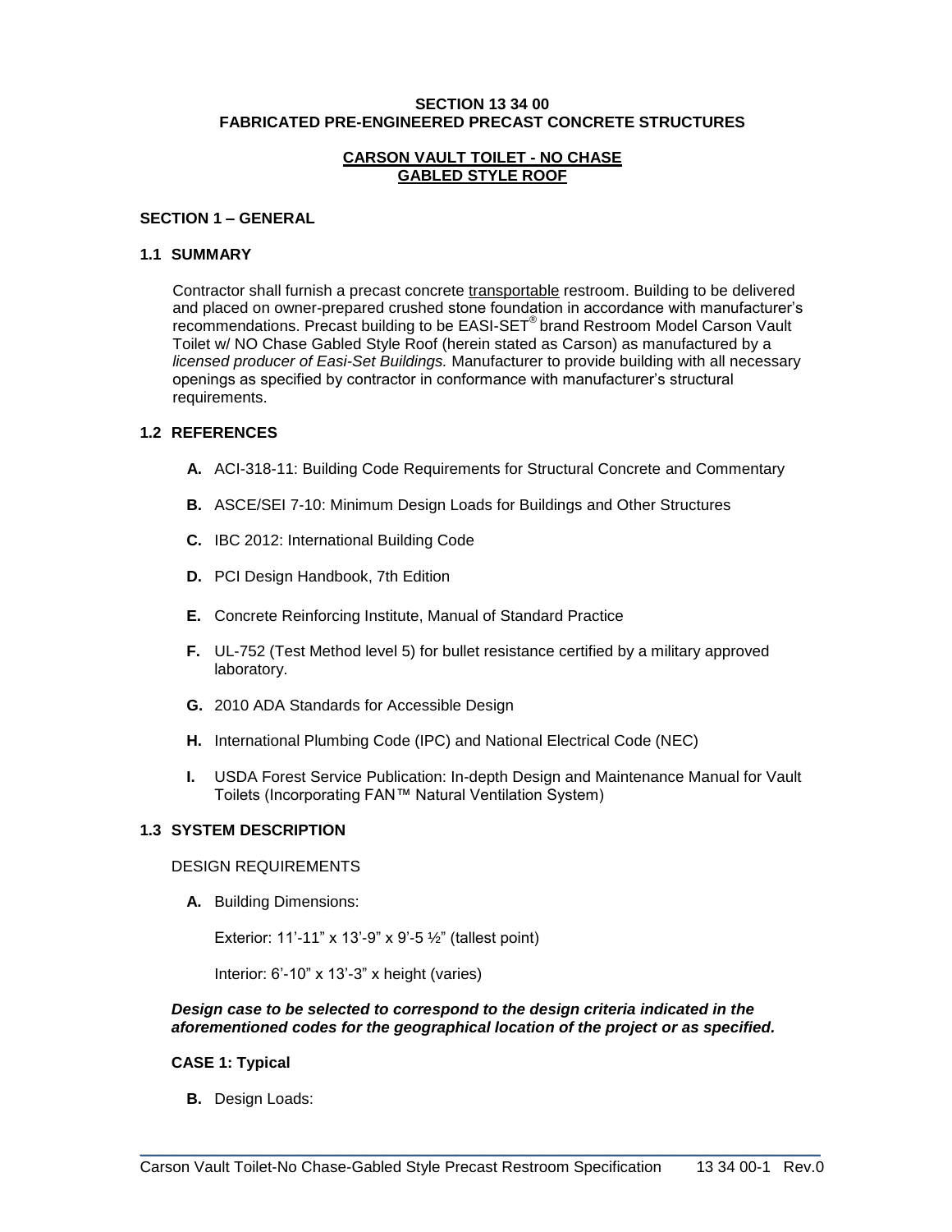**SECTION 13 34 00**
**FABRICATED PRE-ENGINEERED PRECAST CONCRETE STRUCTURES**

**CARSON VAULT TOILET - NO CHASE**
**GABLED STYLE ROOF**

## SECTION 1 – GENERAL

### 1.1 SUMMARY

Contractor shall furnish a precast concrete transportable restroom. Building to be delivered and placed on owner-prepared crushed stone foundation in accordance with manufacturer's recommendations. Precast building to be EASI-SET® brand Restroom Model Carson Vault Toilet w/ NO Chase Gabled Style Roof (herein stated as Carson) as manufactured by a *licensed producer of Easi-Set Buildings.* Manufacturer to provide building with all necessary openings as specified by contractor in conformance with manufacturer's structural requirements.

### 1.2 REFERENCES

- **A.** ACI-318-11: Building Code Requirements for Structural Concrete and Commentary
- **B.** ASCE/SEI 7-10: Minimum Design Loads for Buildings and Other Structures
- **C.** IBC 2012: International Building Code
- **D.** PCI Design Handbook, 7th Edition
- **E.** Concrete Reinforcing Institute, Manual of Standard Practice
- **F.** UL-752 (Test Method level 5) for bullet resistance certified by a military approved laboratory.
- **G.** 2010 ADA Standards for Accessible Design
- **H.** International Plumbing Code (IPC) and National Electrical Code (NEC)
- **I.** USDA Forest Service Publication: In-depth Design and Maintenance Manual for Vault Toilets (Incorporating FAN™ Natural Ventilation System)

### 1.3 SYSTEM DESCRIPTION

DESIGN REQUIREMENTS

**A.** Building Dimensions:

Exterior: 11'-11" x 13'-9" x 9'-5 ½" (tallest point)

Interior: 6'-10" x 13'-3" x height (varies)

***Design case to be selected to correspond to the design criteria indicated in the aforementioned codes for the geographical location of the project or as specified.***

**CASE 1: Typical**

**B.** Design Loads: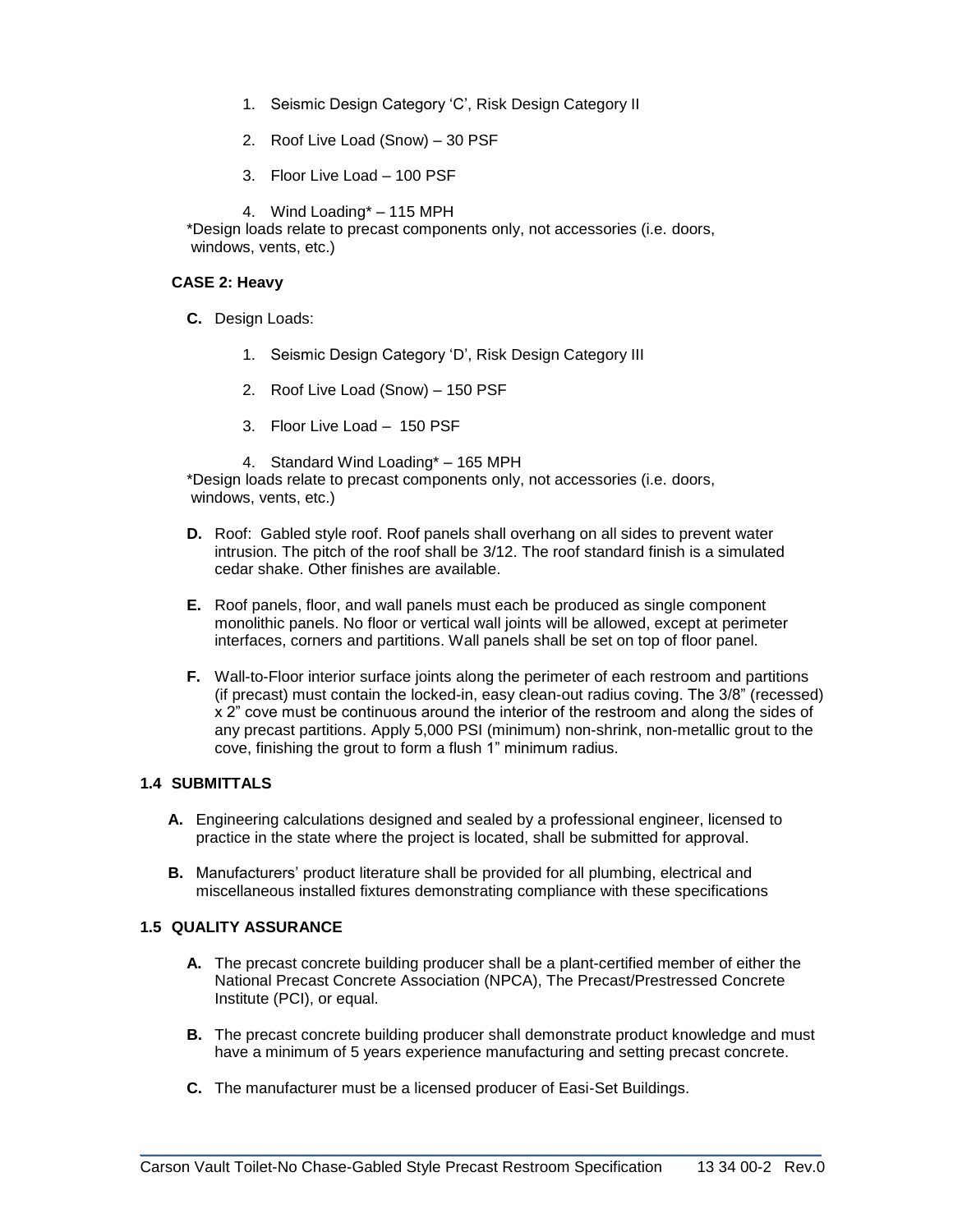1. Seismic Design Category 'C', Risk Design Category II

2. Roof Live Load (Snow) – 30 PSF

3. Floor Live Load – 100 PSF

4. Wind Loading* – 115 MPH

*Design loads relate to precast components only, not accessories (i.e. doors, windows, vents, etc.)

**CASE 2: Heavy**

**C.** Design Loads:

1. Seismic Design Category 'D', Risk Design Category III

2. Roof Live Load (Snow) – 150 PSF

3. Floor Live Load – 150 PSF

4. Standard Wind Loading* – 165 MPH

*Design loads relate to precast components only, not accessories (i.e. doors, windows, vents, etc.)

**D.** Roof: Gabled style roof. Roof panels shall overhang on all sides to prevent water intrusion. The pitch of the roof shall be 3/12. The roof standard finish is a simulated cedar shake. Other finishes are available.

**E.** Roof panels, floor, and wall panels must each be produced as single component monolithic panels. No floor or vertical wall joints will be allowed, except at perimeter interfaces, corners and partitions. Wall panels shall be set on top of floor panel.

**F.** Wall-to-Floor interior surface joints along the perimeter of each restroom and partitions (if precast) must contain the locked-in, easy clean-out radius coving. The 3/8" (recessed) x 2" cove must be continuous around the interior of the restroom and along the sides of any precast partitions. Apply 5,000 PSI (minimum) non-shrink, non-metallic grout to the cove, finishing the grout to form a flush 1" minimum radius.

## 1.4 SUBMITTALS

**A.** Engineering calculations designed and sealed by a professional engineer, licensed to practice in the state where the project is located, shall be submitted for approval.

**B.** Manufacturers' product literature shall be provided for all plumbing, electrical and miscellaneous installed fixtures demonstrating compliance with these specifications

## 1.5 QUALITY ASSURANCE

**A.** The precast concrete building producer shall be a plant-certified member of either the National Precast Concrete Association (NPCA), The Precast/Prestressed Concrete Institute (PCI), or equal.

**B.** The precast concrete building producer shall demonstrate product knowledge and must have a minimum of 5 years experience manufacturing and setting precast concrete.

**C.** The manufacturer must be a licensed producer of Easi-Set Buildings.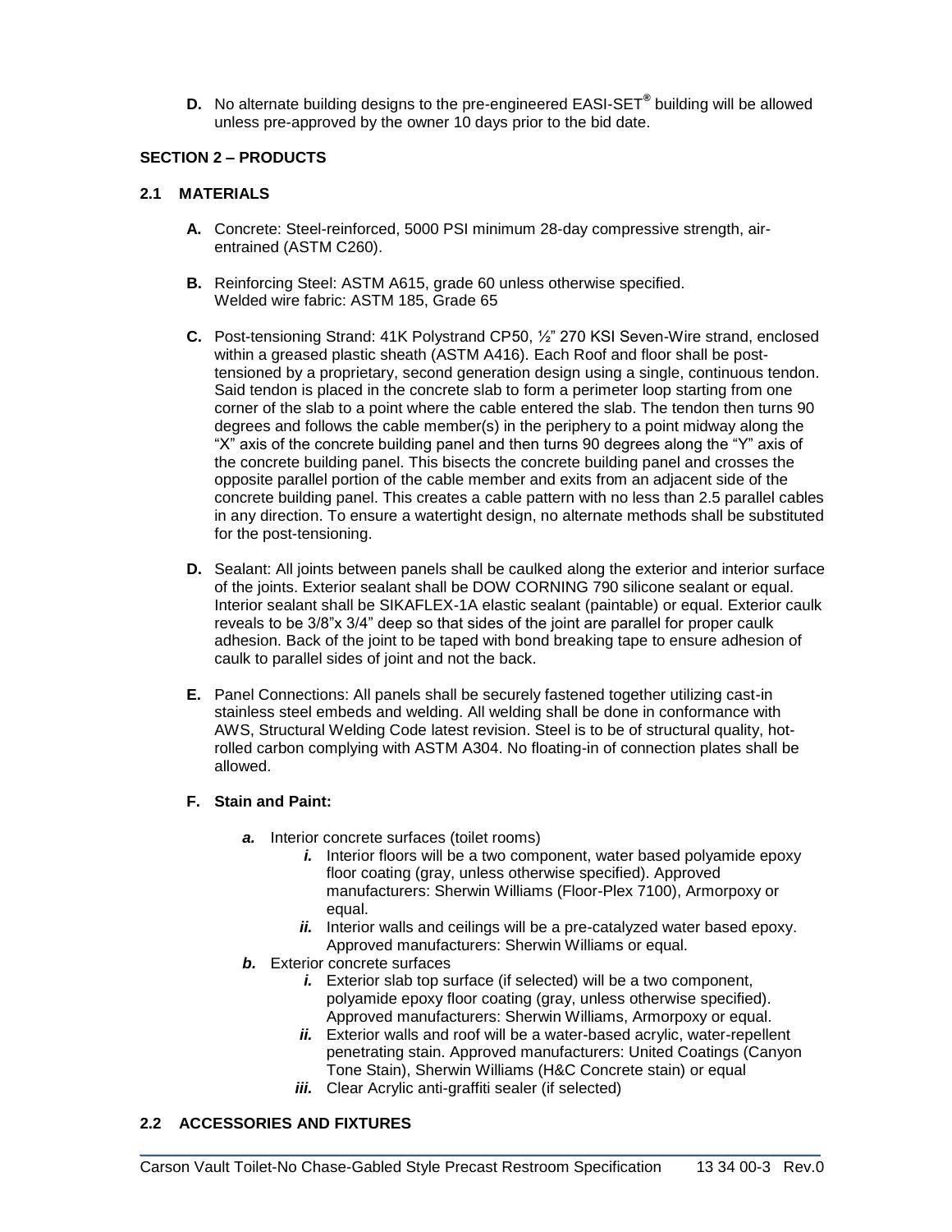**D.** No alternate building designs to the pre-engineered EASI-SET® building will be allowed unless pre-approved by the owner 10 days prior to the bid date.

## SECTION 2 – PRODUCTS

### 2.1 MATERIALS

**A.** Concrete: Steel-reinforced, 5000 PSI minimum 28-day compressive strength, air-entrained (ASTM C260).

**B.** Reinforcing Steel: ASTM A615, grade 60 unless otherwise specified.
Welded wire fabric: ASTM 185, Grade 65

**C.** Post-tensioning Strand: 41K Polystrand CP50, ½" 270 KSI Seven-Wire strand, enclosed within a greased plastic sheath (ASTM A416). Each Roof and floor shall be post-tensioned by a proprietary, second generation design using a single, continuous tendon. Said tendon is placed in the concrete slab to form a perimeter loop starting from one corner of the slab to a point where the cable entered the slab. The tendon then turns 90 degrees and follows the cable member(s) in the periphery to a point midway along the "X" axis of the concrete building panel and then turns 90 degrees along the "Y" axis of the concrete building panel. This bisects the concrete building panel and crosses the opposite parallel portion of the cable member and exits from an adjacent side of the concrete building panel. This creates a cable pattern with no less than 2.5 parallel cables in any direction. To ensure a watertight design, no alternate methods shall be substituted for the post-tensioning.

**D.** Sealant: All joints between panels shall be caulked along the exterior and interior surface of the joints. Exterior sealant shall be DOW CORNING 790 silicone sealant or equal. Interior sealant shall be SIKAFLEX-1A elastic sealant (paintable) or equal. Exterior caulk reveals to be 3/8"x 3/4" deep so that sides of the joint are parallel for proper caulk adhesion. Back of the joint to be taped with bond breaking tape to ensure adhesion of caulk to parallel sides of joint and not the back.

**E.** Panel Connections: All panels shall be securely fastened together utilizing cast-in stainless steel embeds and welding. All welding shall be done in conformance with AWS, Structural Welding Code latest revision. Steel is to be of structural quality, hot-rolled carbon complying with ASTM A304. No floating-in of connection plates shall be allowed.

**F. Stain and Paint:**

- ***a.*** Interior concrete surfaces (toilet rooms)
  - ***i.*** Interior floors will be a two component, water based polyamide epoxy floor coating (gray, unless otherwise specified). Approved manufacturers: Sherwin Williams (Floor-Plex 7100), Armorpoxy or equal.
  - ***ii.*** Interior walls and ceilings will be a pre-catalyzed water based epoxy. Approved manufacturers: Sherwin Williams or equal.
- ***b.*** Exterior concrete surfaces
  - ***i.*** Exterior slab top surface (if selected) will be a two component, polyamide epoxy floor coating (gray, unless otherwise specified). Approved manufacturers: Sherwin Williams, Armorpoxy or equal.
  - ***ii.*** Exterior walls and roof will be a water-based acrylic, water-repellent penetrating stain. Approved manufacturers: United Coatings (Canyon Tone Stain), Sherwin Williams (H&C Concrete stain) or equal
  - ***iii.*** Clear Acrylic anti-graffiti sealer (if selected)

### 2.2 ACCESSORIES AND FIXTURES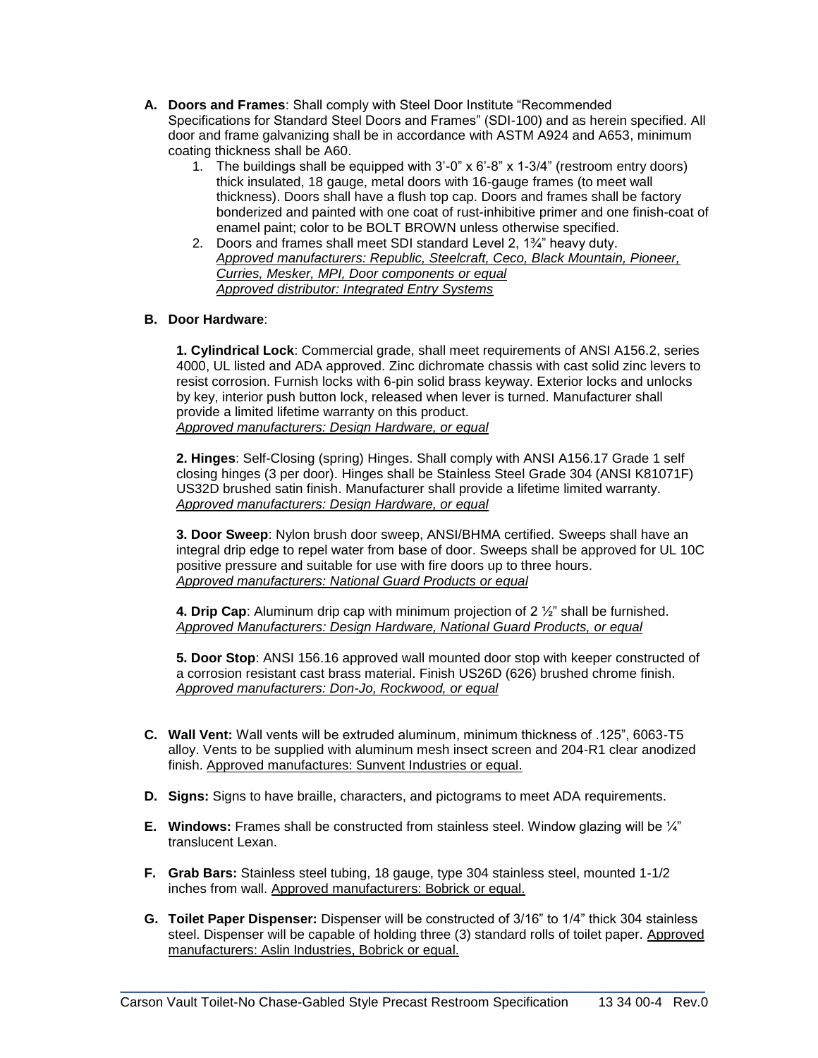**A. Doors and Frames**: Shall comply with Steel Door Institute "Recommended Specifications for Standard Steel Doors and Frames" (SDI-100) and as herein specified. All door and frame galvanizing shall be in accordance with ASTM A924 and A653, minimum coating thickness shall be A60.

1. The buildings shall be equipped with 3'-0" x 6'-8" x 1-3/4" (restroom entry doors) thick insulated, 18 gauge, metal doors with 16-gauge frames (to meet wall thickness). Doors shall have a flush top cap. Doors and frames shall be factory bonderized and painted with one coat of rust-inhibitive primer and one finish-coat of enamel paint; color to be BOLT BROWN unless otherwise specified.
2. Doors and frames shall meet SDI standard Level 2, 1¾" heavy duty.
   *Approved manufacturers: Republic, Steelcraft, Ceco, Black Mountain, Pioneer, Curries, Mesker, MPI, Door components or equal*
   *Approved distributor: Integrated Entry Systems*

**B. Door Hardware**:

**1. Cylindrical Lock**: Commercial grade, shall meet requirements of ANSI A156.2, series 4000, UL listed and ADA approved. Zinc dichromate chassis with cast solid zinc levers to resist corrosion. Furnish locks with 6-pin solid brass keyway. Exterior locks and unlocks by key, interior push button lock, released when lever is turned. Manufacturer shall provide a limited lifetime warranty on this product.
*Approved manufacturers: Design Hardware, or equal*

**2. Hinges**: Self-Closing (spring) Hinges. Shall comply with ANSI A156.17 Grade 1 self closing hinges (3 per door). Hinges shall be Stainless Steel Grade 304 (ANSI K81071F) US32D brushed satin finish. Manufacturer shall provide a lifetime limited warranty.
*Approved manufacturers: Design Hardware, or equal*

**3. Door Sweep**: Nylon brush door sweep, ANSI/BHMA certified. Sweeps shall have an integral drip edge to repel water from base of door. Sweeps shall be approved for UL 10C positive pressure and suitable for use with fire doors up to three hours.
*Approved manufacturers: National Guard Products or equal*

**4. Drip Cap**: Aluminum drip cap with minimum projection of 2 ½" shall be furnished.
*Approved Manufacturers: Design Hardware, National Guard Products, or equal*

**5. Door Stop**: ANSI 156.16 approved wall mounted door stop with keeper constructed of a corrosion resistant cast brass material. Finish US26D (626) brushed chrome finish.
*Approved manufacturers: Don-Jo, Rockwood, or equal*

**C. Wall Vent:** Wall vents will be extruded aluminum, minimum thickness of .125", 6063-T5 alloy. Vents to be supplied with aluminum mesh insect screen and 204-R1 clear anodized finish. Approved manufactures: Sunvent Industries or equal.

**D. Signs:** Signs to have braille, characters, and pictograms to meet ADA requirements.

**E. Windows:** Frames shall be constructed from stainless steel. Window glazing will be ¼" translucent Lexan.

**F. Grab Bars:** Stainless steel tubing, 18 gauge, type 304 stainless steel, mounted 1-1/2 inches from wall. Approved manufacturers: Bobrick or equal.

**G. Toilet Paper Dispenser:** Dispenser will be constructed of 3/16" to 1/4" thick 304 stainless steel. Dispenser will be capable of holding three (3) standard rolls of toilet paper. Approved manufacturers: Aslin Industries, Bobrick or equal.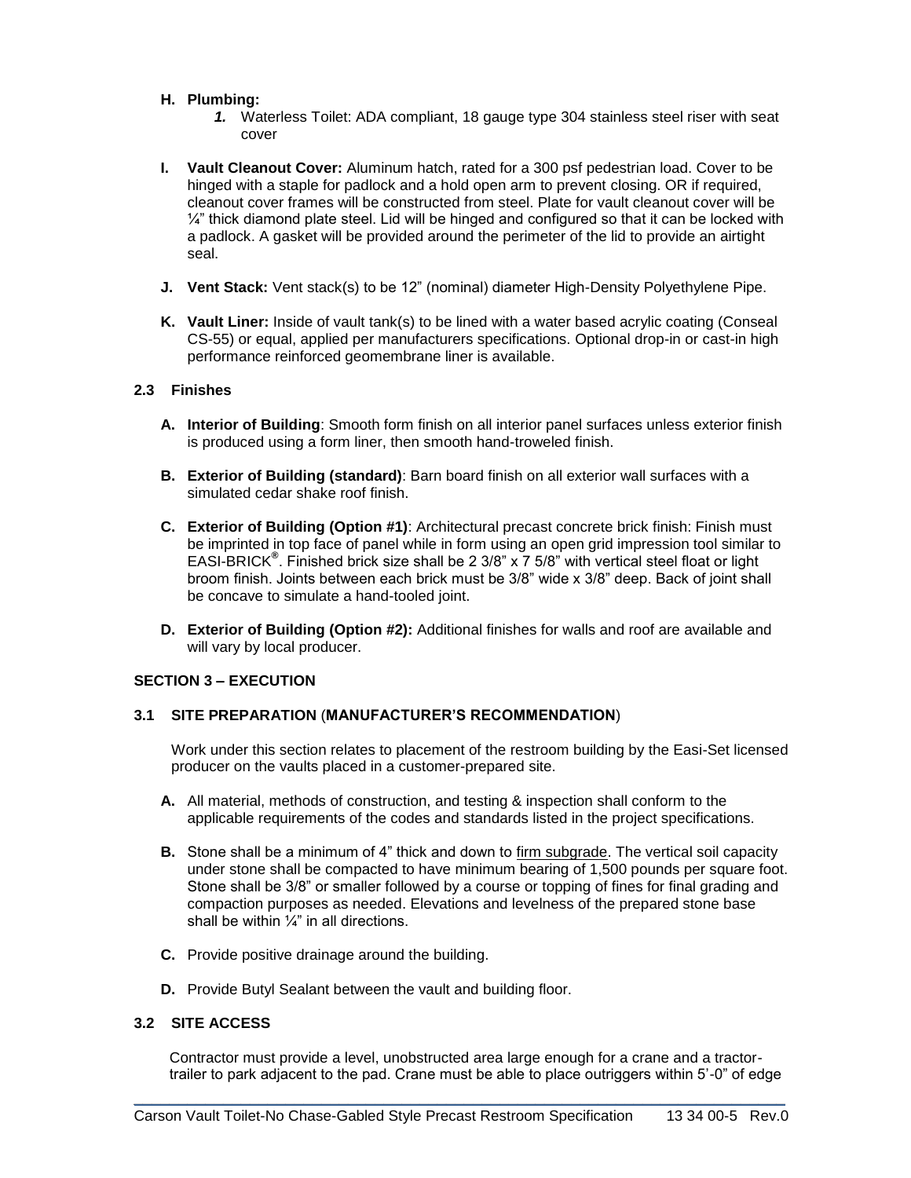**H. Plumbing:**

1. Waterless Toilet: ADA compliant, 18 gauge type 304 stainless steel riser with seat cover

**I. Vault Cleanout Cover:** Aluminum hatch, rated for a 300 psf pedestrian load. Cover to be hinged with a staple for padlock and a hold open arm to prevent closing. OR if required, cleanout cover frames will be constructed from steel. Plate for vault cleanout cover will be ¼" thick diamond plate steel. Lid will be hinged and configured so that it can be locked with a padlock. A gasket will be provided around the perimeter of the lid to provide an airtight seal.

**J. Vent Stack:** Vent stack(s) to be 12" (nominal) diameter High-Density Polyethylene Pipe.

**K. Vault Liner:** Inside of vault tank(s) to be lined with a water based acrylic coating (Conseal CS-55) or equal, applied per manufacturers specifications. Optional drop-in or cast-in high performance reinforced geomembrane liner is available.

### 2.3 Finishes

**A. Interior of Building**: Smooth form finish on all interior panel surfaces unless exterior finish is produced using a form liner, then smooth hand-troweled finish.

**B. Exterior of Building (standard)**: Barn board finish on all exterior wall surfaces with a simulated cedar shake roof finish.

**C. Exterior of Building (Option #1)**: Architectural precast concrete brick finish: Finish must be imprinted in top face of panel while in form using an open grid impression tool similar to EASI-BRICK®. Finished brick size shall be 2 3/8" x 7 5/8" with vertical steel float or light broom finish. Joints between each brick must be 3/8" wide x 3/8" deep. Back of joint shall be concave to simulate a hand-tooled joint.

**D. Exterior of Building (Option #2):** Additional finishes for walls and roof are available and will vary by local producer.

## SECTION 3 – EXECUTION

### 3.1 SITE PREPARATION (MANUFACTURER'S RECOMMENDATION)

Work under this section relates to placement of the restroom building by the Easi-Set licensed producer on the vaults placed in a customer-prepared site.

**A.** All material, methods of construction, and testing & inspection shall conform to the applicable requirements of the codes and standards listed in the project specifications.

**B.** Stone shall be a minimum of 4" thick and down to firm subgrade. The vertical soil capacity under stone shall be compacted to have minimum bearing of 1,500 pounds per square foot. Stone shall be 3/8" or smaller followed by a course or topping of fines for final grading and compaction purposes as needed. Elevations and levelness of the prepared stone base shall be within ¼" in all directions.

**C.** Provide positive drainage around the building.

**D.** Provide Butyl Sealant between the vault and building floor.

### 3.2 SITE ACCESS

Contractor must provide a level, unobstructed area large enough for a crane and a tractor-trailer to park adjacent to the pad. Crane must be able to place outriggers within 5'-0" of edge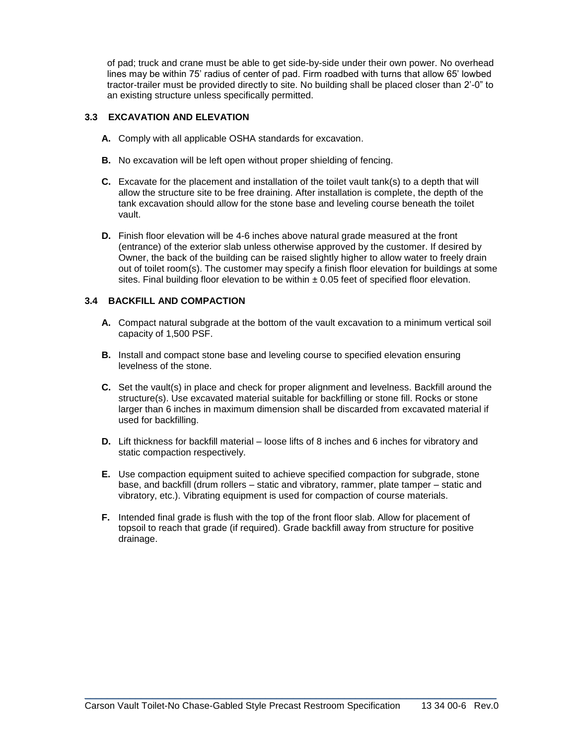of pad; truck and crane must be able to get side-by-side under their own power. No overhead lines may be within 75' radius of center of pad. Firm roadbed with turns that allow 65' lowbed tractor-trailer must be provided directly to site. No building shall be placed closer than 2'-0" to an existing structure unless specifically permitted.

### 3.3 EXCAVATION AND ELEVATION

**A.** Comply with all applicable OSHA standards for excavation.

**B.** No excavation will be left open without proper shielding of fencing.

**C.** Excavate for the placement and installation of the toilet vault tank(s) to a depth that will allow the structure site to be free draining. After installation is complete, the depth of the tank excavation should allow for the stone base and leveling course beneath the toilet vault.

**D.** Finish floor elevation will be 4-6 inches above natural grade measured at the front (entrance) of the exterior slab unless otherwise approved by the customer. If desired by Owner, the back of the building can be raised slightly higher to allow water to freely drain out of toilet room(s). The customer may specify a finish floor elevation for buildings at some sites. Final building floor elevation to be within ± 0.05 feet of specified floor elevation.

### 3.4 BACKFILL AND COMPACTION

**A.** Compact natural subgrade at the bottom of the vault excavation to a minimum vertical soil capacity of 1,500 PSF.

**B.** Install and compact stone base and leveling course to specified elevation ensuring levelness of the stone.

**C.** Set the vault(s) in place and check for proper alignment and levelness. Backfill around the structure(s). Use excavated material suitable for backfilling or stone fill. Rocks or stone larger than 6 inches in maximum dimension shall be discarded from excavated material if used for backfilling.

**D.** Lift thickness for backfill material – loose lifts of 8 inches and 6 inches for vibratory and static compaction respectively.

**E.** Use compaction equipment suited to achieve specified compaction for subgrade, stone base, and backfill (drum rollers – static and vibratory, rammer, plate tamper – static and vibratory, etc.). Vibrating equipment is used for compaction of course materials.

**F.** Intended final grade is flush with the top of the front floor slab. Allow for placement of topsoil to reach that grade (if required). Grade backfill away from structure for positive drainage.